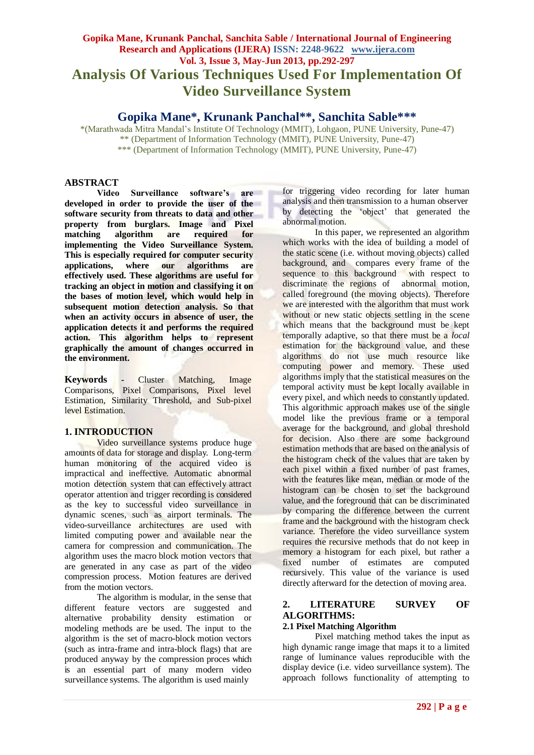# Analysis Of Various Techniques Used For Implementation Of Video Surveillance System

## Gopika Mane*, Krunank Panchal**, Sanchita Sable***

*(Marathwada Mitra Mandal's Institute Of Technology (MMIT), Lohgaon, PUNE University, Pune-47)
** (Department of Information Technology (MMIT), PUNE University, Pune-47)
*** (Department of Information Technology (MMIT), PUNE University, Pune-47)

## ABSTRACT

**Video Surveillance software's are developed in order to provide the user of the software security from threats to data and other property from burglars. Image and Pixel matching algorithm are required for implementing the Video Surveillance System. This is especially required for computer security applications, where our algorithms are effectively used. These algorithms are useful for tracking an object in motion and classifying it on the bases of motion level, which would help in subsequent motion detection analysis. So that when an activity occurs in absence of user, the application detects it and performs the required action. This algorithm helps to represent graphically the amount of changes occurred in the environment.**

**Keywords** - Cluster Matching, Image Comparisons, Pixel Comparisons, Pixel level Estimation, Similarity Threshold, and Sub-pixel level Estimation.

## 1. INTRODUCTION

Video surveillance systems produce huge amounts of data for storage and display. Long-term human monitoring of the acquired video is impractical and ineffective. Automatic abnormal motion detection system that can effectively attract operator attention and trigger recording is considered as the key to successful video surveillance in dynamic scenes, such as airport terminals. The video-surveillance architectures are used with limited computing power and available near the camera for compression and communication. The algorithm uses the macro block motion vectors that are generated in any case as part of the video compression process. Motion features are derived from the motion vectors.

The algorithm is modular, in the sense that different feature vectors are suggested and alternative probability density estimation or modeling methods are be used. The input to the algorithm is the set of macro-block motion vectors (such as intra-frame and intra-block flags) that are produced anyway by the compression proces which is an essential part of many modern video surveillance systems. The algorithm is used mainly for triggering video recording for later human analysis and then transmission to a human observer by detecting the 'object' that generated the abnormal motion.

In this paper, we represented an algorithm which works with the idea of building a model of the static scene (i.e. without moving objects) called background, and compares every frame of the sequence to this background with respect to discriminate the regions of abnormal motion, called foreground (the moving objects). Therefore we are interested with the algorithm that must work without or new static objects settling in the scene which means that the background must be kept temporally adaptive, so that there must be a *local* estimation for the background value, and these algorithms do not use much resource like computing power and memory. These used algorithms imply that the statistical measures on the temporal activity must be kept locally available in every pixel, and which needs to constantly updated. This algorithmic approach makes use of the single model like the previous frame or a temporal average for the background, and global threshold for decision. Also there are some background estimation methods that are based on the analysis of the histogram check of the values that are taken by each pixel within a fixed number of past frames, with the features like mean, median or mode of the histogram can be chosen to set the background value, and the foreground that can be discriminated by comparing the difference between the current frame and the background with the histogram check variance. Therefore the video surveillance system requires the recursive methods that do not keep in memory a histogram for each pixel, but rather a fixed number of estimates are computed recursively. This value of the variance is used directly afterward for the detection of moving area.

## 2. LITERATURE SURVEY OF ALGORITHMS:

### 2.1 Pixel Matching Algorithm

Pixel matching method takes the input as high dynamic range image that maps it to a limited range of luminance values reproducible with the display device (i.e. video surveillance system). The approach follows functionality of attempting to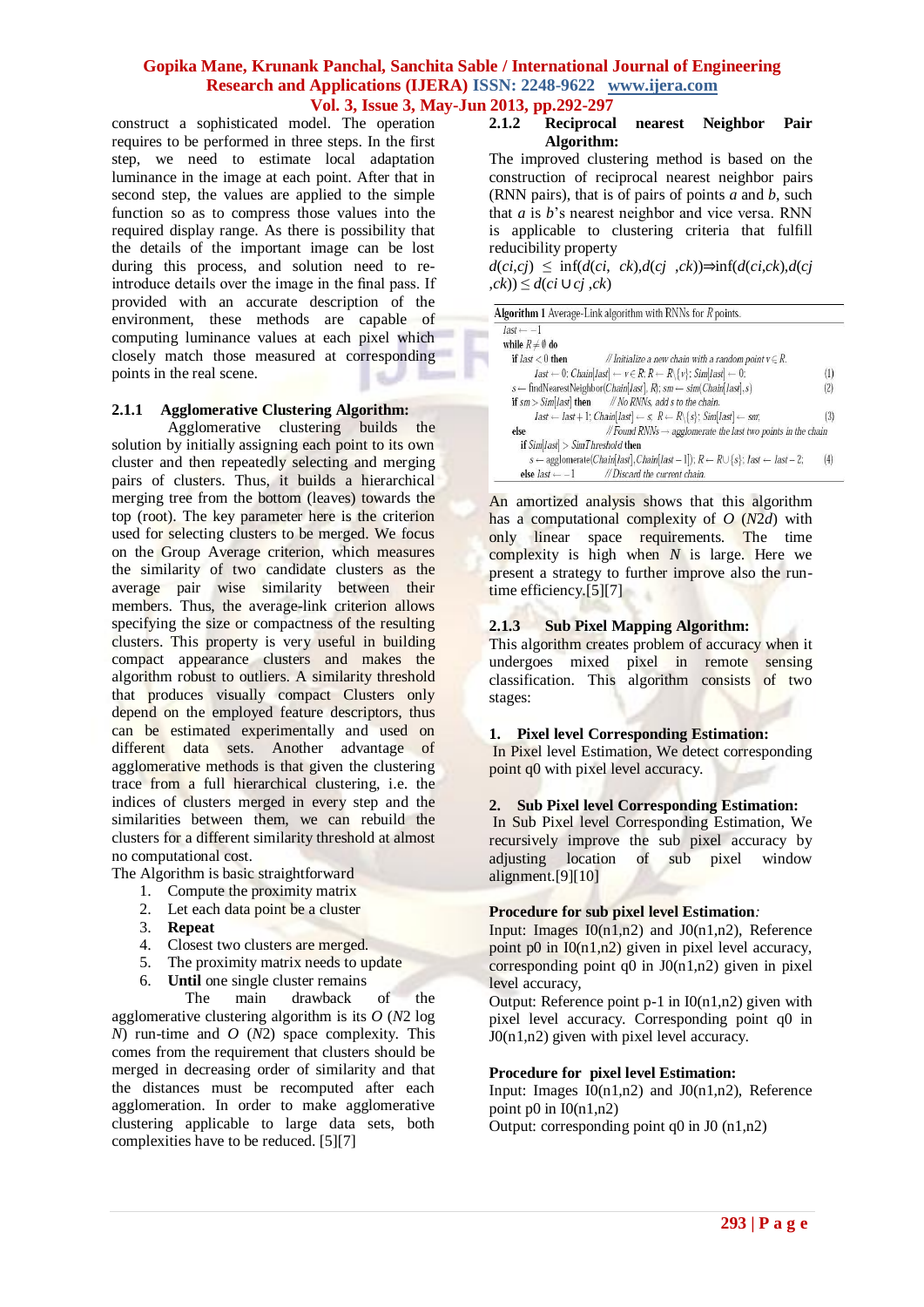construct a sophisticated model. The operation requires to be performed in three steps. In the first step, we need to estimate local adaptation luminance in the image at each point. After that in second step, the values are applied to the simple function so as to compress those values into the required display range. As there is possibility that the details of the important image can be lost during this process, and solution need to re-introduce details over the image in the final pass. If provided with an accurate description of the environment, these methods are capable of computing luminance values at each pixel which closely match those measured at corresponding points in the real scene.

### 2.1.1 Agglomerative Clustering Algorithm:

Agglomerative clustering builds the solution by initially assigning each point to its own cluster and then repeatedly selecting and merging pairs of clusters. Thus, it builds a hierarchical merging tree from the bottom (leaves) towards the top (root). The key parameter here is the criterion used for selecting clusters to be merged. We focus on the Group Average criterion, which measures the similarity of two candidate clusters as the average pair wise similarity between their members. Thus, the average-link criterion allows specifying the size or compactness of the resulting clusters. This property is very useful in building compact appearance clusters and makes the algorithm robust to outliers. A similarity threshold that produces visually compact Clusters only depend on the employed feature descriptors, thus can be estimated experimentally and used on different data sets. Another advantage of agglomerative methods is that given the clustering trace from a full hierarchical clustering, i.e. the indices of clusters merged in every step and the similarities between them, we can rebuild the clusters for a different similarity threshold at almost no computational cost.

The Algorithm is basic straightforward

1. Compute the proximity matrix
2. Let each data point be a cluster
3. **Repeat**
4. Closest two clusters are merged.
5. The proximity matrix needs to update
6. **Until** one single cluster remains

The main drawback of the agglomerative clustering algorithm is its $O$ ($N2$ log $N$) run-time and $O$ ($N2$) space complexity. This comes from the requirement that clusters should be merged in decreasing order of similarity and that the distances must be recomputed after each agglomeration. In order to make agglomerative clustering applicable to large data sets, both complexities have to be reduced. [5][7]

### 2.1.2 Reciprocal nearest Neighbor Pair Algorithm:

The improved clustering method is based on the construction of reciprocal nearest neighbor pairs (RNN pairs), that is of pairs of points $a$ and $b$, such that $a$ is $b$'s nearest neighbor and vice versa. RNN is applicable to clustering criteria that fulfill reducibility property

$d(ci,cj) \leq \inf(d(ci, ck),d(cj ,ck)) \Rightarrow \inf(d(ci,ck),d(cj ,ck)) \leq d(ci \cup cj ,ck)$

**Algorithm 1** Average-Link algorithm with RNNs for $R$ points.

```
last ← −1
while R ≠ ∅ do
  if last < 0 then            // Initialize a new chain with a random point v ∈ R.
     last ← 0; Chain[last] ← v ∈ R; R ← R\{v}; Sim[last] ← 0;            (1)
  s ← findNearestNeighbor(Chain[last], R); sm ← sim(Chain[last], s)       (2)
  if sm > Sim[last] then       // No RNNs, add s to the chain.
     last ← last + 1; Chain[last] ← s; R ← R\{s}; Sim[last] ← sm;         (3)
  else                         // Found RNNs → agglomerate the last two points in the chain
   if Sim[last] > SimThreshold then
     s ← agglomerate(Chain[last], Chain[last − 1]); R ← R ∪ {s}; last ← last − 2;   (4)
  else last ← −1              // Discard the current chain.
```

An amortized analysis shows that this algorithm has a computational complexity of $O$ ($N2d$) with only linear space requirements. The time complexity is high when $N$ is large. Here we present a strategy to further improve also the run-time efficiency.[5][7]

### 2.1.3 Sub Pixel Mapping Algorithm:

This algorithm creates problem of accuracy when it undergoes mixed pixel in remote sensing classification. This algorithm consists of two stages:

**1. Pixel level Corresponding Estimation:**

In Pixel level Estimation, We detect corresponding point q0 with pixel level accuracy.

**2. Sub Pixel level Corresponding Estimation:**

In Sub Pixel level Corresponding Estimation, We recursively improve the sub pixel accuracy by adjusting location of sub pixel window alignment.[9][10]

**Procedure for sub pixel level Estimation***:*

Input: Images I0(n1,n2) and J0(n1,n2), Reference point p0 in I0(n1,n2) given in pixel level accuracy, corresponding point q0 in J0(n1,n2) given in pixel level accuracy,

Output: Reference point p-1 in I0(n1,n2) given with pixel level accuracy. Corresponding point q0 in J0(n1,n2) given with pixel level accuracy.

**Procedure for pixel level Estimation:**

Input: Images I0(n1,n2) and J0(n1,n2), Reference point p0 in I0(n1,n2)

Output: corresponding point q0 in J0 (n1,n2)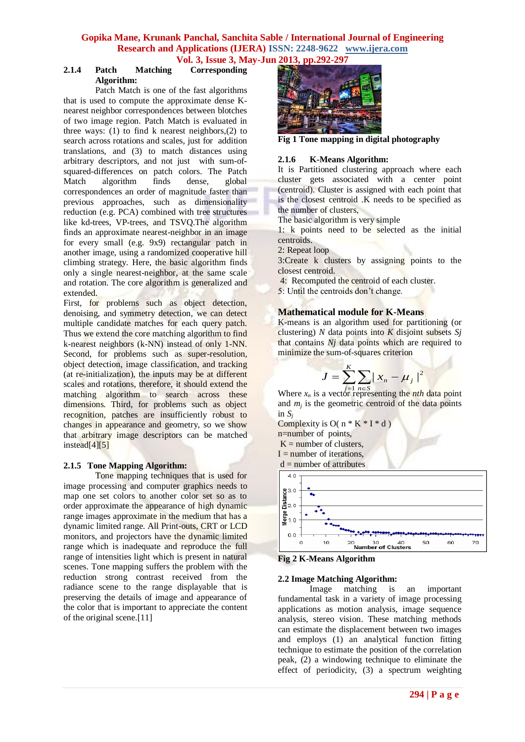#### 2.1.4 Patch Matching Corresponding Algorithm:

Patch Match is one of the fast algorithms that is used to compute the approximate dense K-nearest neighbor correspondences between blotches of two image region. Patch Match is evaluated in three ways: (1) to find k nearest neighbors,(2) to search across rotations and scales, just for addition translations, and (3) to match distances using arbitrary descriptors, and not just with sum-of-squared-differences on patch colors. The Patch Match algorithm finds dense, global correspondences an order of magnitude faster than previous approaches, such as dimensionality reduction (e.g. PCA) combined with tree structures like kd-trees, VP-trees, and TSVQ.The algorithm finds an approximate nearest-neighbor in an image for every small (e.g. 9x9) rectangular patch in another image, using a randomized cooperative hill climbing strategy. Here, the basic algorithm finds only a single nearest-neighbor, at the same scale and rotation. The core algorithm is generalized and extended.

First, for problems such as object detection, denoising, and symmetry detection, we can detect multiple candidate matches for each query patch. Thus we extend the core matching algorithm to find k-nearest neighbors (k-NN) instead of only 1-NN. Second, for problems such as super-resolution, object detection, image classification, and tracking (at re-initialization), the inputs may be at different scales and rotations, therefore, it should extend the matching algorithm to search across these dimensions. Third, for problems such as object recognition, patches are insufficiently robust to changes in appearance and geometry, so we show that arbitrary image descriptors can be matched instead[4][5]

#### 2.1.5 Tone Mapping Algorithm:

Tone mapping techniques that is used for image processing and computer graphics needs to map one set colors to another color set so as to order approximate the appearance of high dynamic range images approximate in the medium that has a dynamic limited range. All Print-outs, CRT or LCD monitors, and projectors have the dynamic limited range which is inadequate and reproduce the full range of intensities light which is present in natural scenes. Tone mapping suffers the problem with the reduction strong contrast received from the radiance scene to the range displayable that is preserving the details of image and appearance of the color that is important to appreciate the content of the original scene.[11]

**Fig 1 Tone mapping in digital photography**

#### 2.1.6 K-Means Algorithm:

It is Partitioned clustering approach where each cluster gets associated with a center point (centroid). Cluster is assigned with each point that is the closest centroid .K needs to be specified as the number of clusters,

The basic algorithm is very simple

1: k points need to be selected as the initial centroids.

2: Repeat loop

3:Create k clusters by assigning points to the closest centroid.

4: Recomputed the centroid of each cluster.

5: Until the centroids don't change.

### Mathematical module for K-Means

K-means is an algorithm used for partitioning (or clustering) *N* data points into *K* disjoint subsets *Sj* that contains *Nj* data points which are required to minimize the sum-of-squares criterion

$$J = \sum_{j=1}^{K} \sum_{n \in S_j} | x_n - \mu_j |^2$$

Where $x_n$ is a vector representing the *nth* data point and $m_j$ is the geometric centroid of the data points in $S_j$

Complexity is O( n * K * I * d )

n=number of points,

K = number of clusters,

I = number of iterations,

d = number of attributes

**Fig 2 K-Means Algorithm**

### 2.2 Image Matching Algorithm:

Image matching is an important fundamental task in a variety of image processing applications as motion analysis, image sequence analysis, stereo vision. These matching methods can estimate the displacement between two images and employs (1) an analytical function fitting technique to estimate the position of the correlation peak, (2) a windowing technique to eliminate the effect of periodicity, (3) a spectrum weighting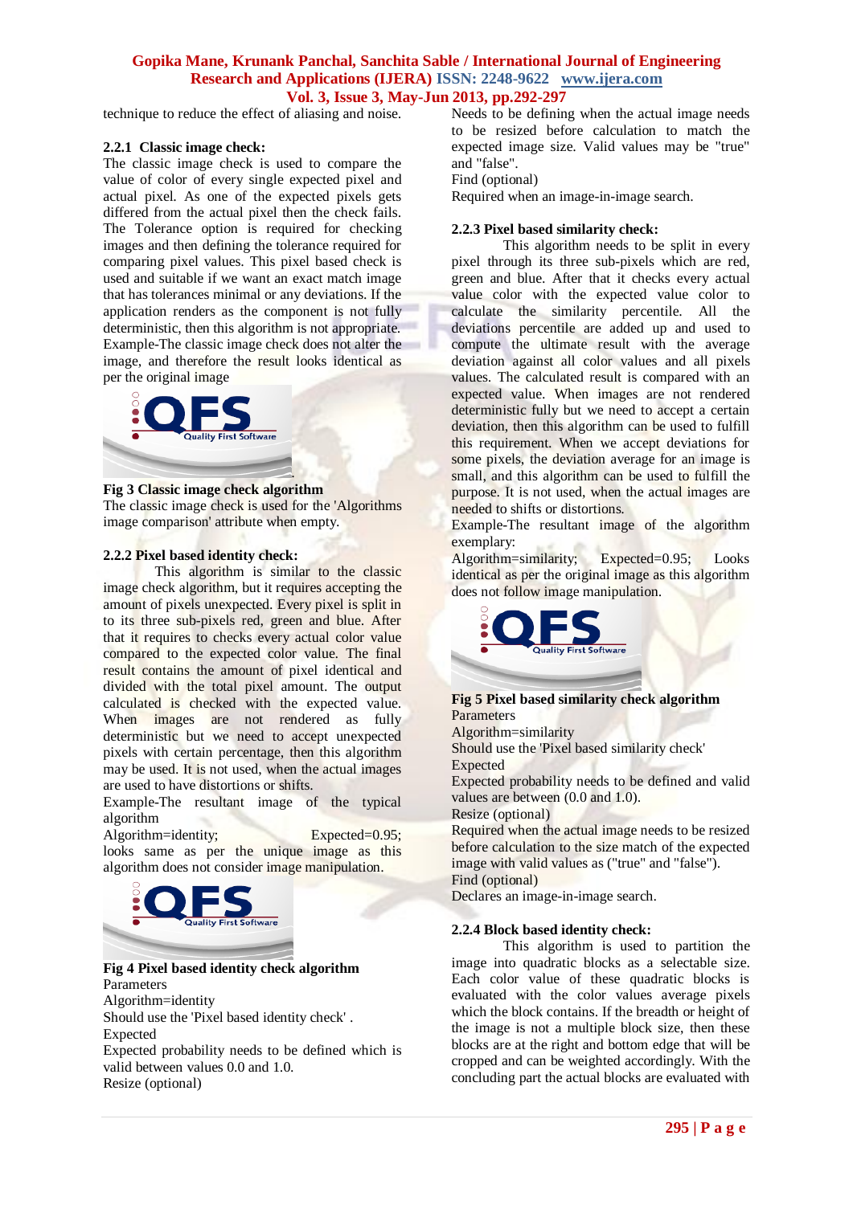technique to reduce the effect of aliasing and noise.

### 2.2.1 Classic image check:

The classic image check is used to compare the value of color of every single expected pixel and actual pixel. As one of the expected pixels gets differed from the actual pixel then the check fails. The Tolerance option is required for checking images and then defining the tolerance required for comparing pixel values. This pixel based check is used and suitable if we want an exact match image that has tolerances minimal or any deviations. If the application renders as the component is not fully deterministic, then this algorithm is not appropriate. Example-The classic image check does not alter the image, and therefore the result looks identical as per the original image

**Fig 3 Classic image check algorithm**

The classic image check is used for the 'Algorithms image comparison' attribute when empty.

### 2.2.2 Pixel based identity check:

This algorithm is similar to the classic image check algorithm, but it requires accepting the amount of pixels unexpected. Every pixel is split in to its three sub-pixels red, green and blue. After that it requires to checks every actual color value compared to the expected color value. The final result contains the amount of pixel identical and divided with the total pixel amount. The output calculated is checked with the expected value. When images are not rendered as fully deterministic but we need to accept unexpected pixels with certain percentage, then this algorithm may be used. It is not used, when the actual images are used to have distortions or shifts.

Example-The resultant image of the typical algorithm

Algorithm=identity; Expected=0.95; looks same as per the unique image as this algorithm does not consider image manipulation.

**Fig 4 Pixel based identity check algorithm**

Parameters

Algorithm=identity

Should use the 'Pixel based identity check' .

Expected

Expected probability needs to be defined which is valid between values 0.0 and 1.0.

Resize (optional)

Needs to be defining when the actual image needs to be resized before calculation to match the expected image size. Valid values may be "true" and "false".

Find (optional)

Required when an image-in-image search.

### 2.2.3 Pixel based similarity check:

This algorithm needs to be split in every pixel through its three sub-pixels which are red, green and blue. After that it checks every actual value color with the expected value color to calculate the similarity percentile. All the deviations percentile are added up and used to compute the ultimate result with the average deviation against all color values and all pixels values. The calculated result is compared with an expected value. When images are not rendered deterministic fully but we need to accept a certain deviation, then this algorithm can be used to fulfill this requirement. When we accept deviations for some pixels, the deviation average for an image is small, and this algorithm can be used to fulfill the purpose. It is not used, when the actual images are needed to shifts or distortions.

Example-The resultant image of the algorithm exemplary:

Algorithm=similarity; Expected=0.95; Looks identical as per the original image as this algorithm does not follow image manipulation.

**Fig 5 Pixel based similarity check algorithm**

Parameters

Algorithm=similarity

Should use the 'Pixel based similarity check'

Expected

Expected probability needs to be defined and valid values are between (0.0 and 1.0).

Resize (optional)

Required when the actual image needs to be resized before calculation to the size match of the expected image with valid values as ("true" and "false").

Find (optional)

Declares an image-in-image search.

### 2.2.4 Block based identity check:

This algorithm is used to partition the image into quadratic blocks as a selectable size. Each color value of these quadratic blocks is evaluated with the color values average pixels which the block contains. If the breadth or height of the image is not a multiple block size, then these blocks are at the right and bottom edge that will be cropped and can be weighted accordingly. With the concluding part the actual blocks are evaluated with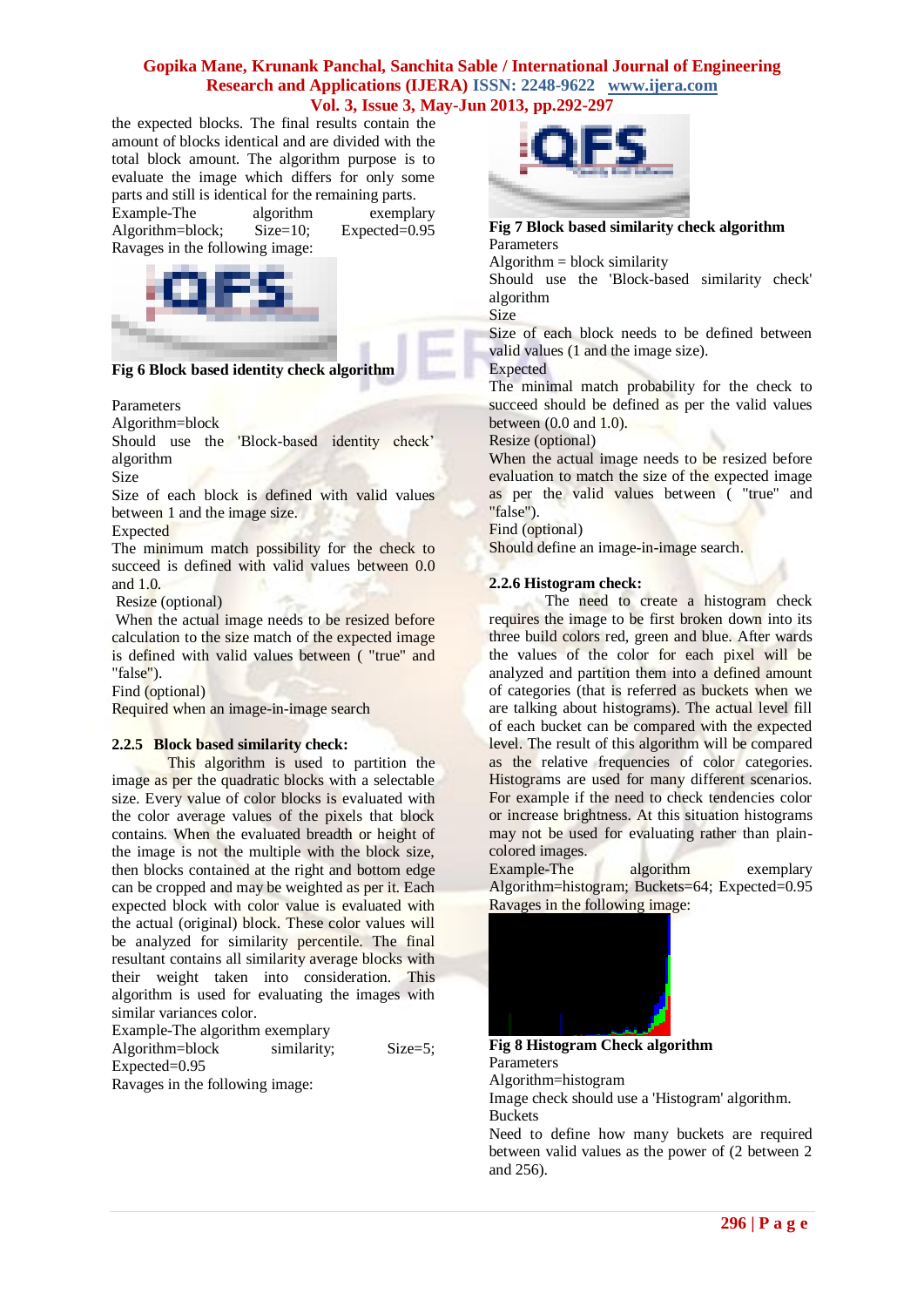the expected blocks. The final results contain the amount of blocks identical and are divided with the total block amount. The algorithm purpose is to evaluate the image which differs for only some parts and still is identical for the remaining parts.

Example-The algorithm exemplary Algorithm=block; Size=10; Expected=0.95 Ravages in the following image:

**Fig 6 Block based identity check algorithm**

Parameters

Algorithm=block

Should use the 'Block-based identity check' algorithm

Size

Size of each block is defined with valid values between 1 and the image size.

Expected

The minimum match possibility for the check to succeed is defined with valid values between 0.0 and 1.0.

Resize (optional)

When the actual image needs to be resized before calculation to the size match of the expected image is defined with valid values between ( "true" and "false").

Find (optional)

Required when an image-in-image search

### 2.2.5 Block based similarity check:

This algorithm is used to partition the image as per the quadratic blocks with a selectable size. Every value of color blocks is evaluated with the color average values of the pixels that block contains. When the actual breadth or height of the image is not the multiple with the block size, then blocks contained at the right and bottom edge can be cropped and may be weighted as per it. Each expected block with color value is evaluated with the actual (original) block. These color values will be analyzed for similarity percentile. The final resultant contains all similarity average blocks with their weight taken into consideration. This algorithm is used for evaluating the images with similar variances color.

Example-The algorithm exemplary Algorithm=block similarity; Size=5; Expected=0.95

Ravages in the following image:

**Fig 7 Block based similarity check algorithm**

Parameters

Algorithm = block similarity

Should use the 'Block-based similarity check' algorithm

Size

Size of each block needs to be defined between valid values (1 and the image size).

Expected

The minimal match probability for the check to succeed should be defined as per the valid values between (0.0 and 1.0).

Resize (optional)

When the actual image needs to be resized before evaluation to match the size of the expected image as per the valid values between ( "true" and "false").

Find (optional)

Should define an image-in-image search.

### 2.2.6 Histogram check:

The need to create a histogram check requires the image to be first broken down into its three build colors red, green and blue. After wards the values of the color for each pixel will be analyzed and partition them into a defined amount of categories (that is referred as buckets when we are talking about histograms). The actual level fill of each bucket can be compared with the expected level. The result of this algorithm will be compared as the relative frequencies of color categories. Histograms are used for many different scenarios. For example if the need to check tendencies color or increase brightness. At this situation histograms may not be used for evaluating rather than plain-colored images.

Example-The algorithm exemplary Algorithm=histogram; Buckets=64; Expected=0.95 Ravages in the following image:

**Fig 8 Histogram Check algorithm**

Parameters

Algorithm=histogram

Image check should use a 'Histogram' algorithm.

Buckets

Need to define how many buckets are required between valid values as the power of (2 between 2 and 256).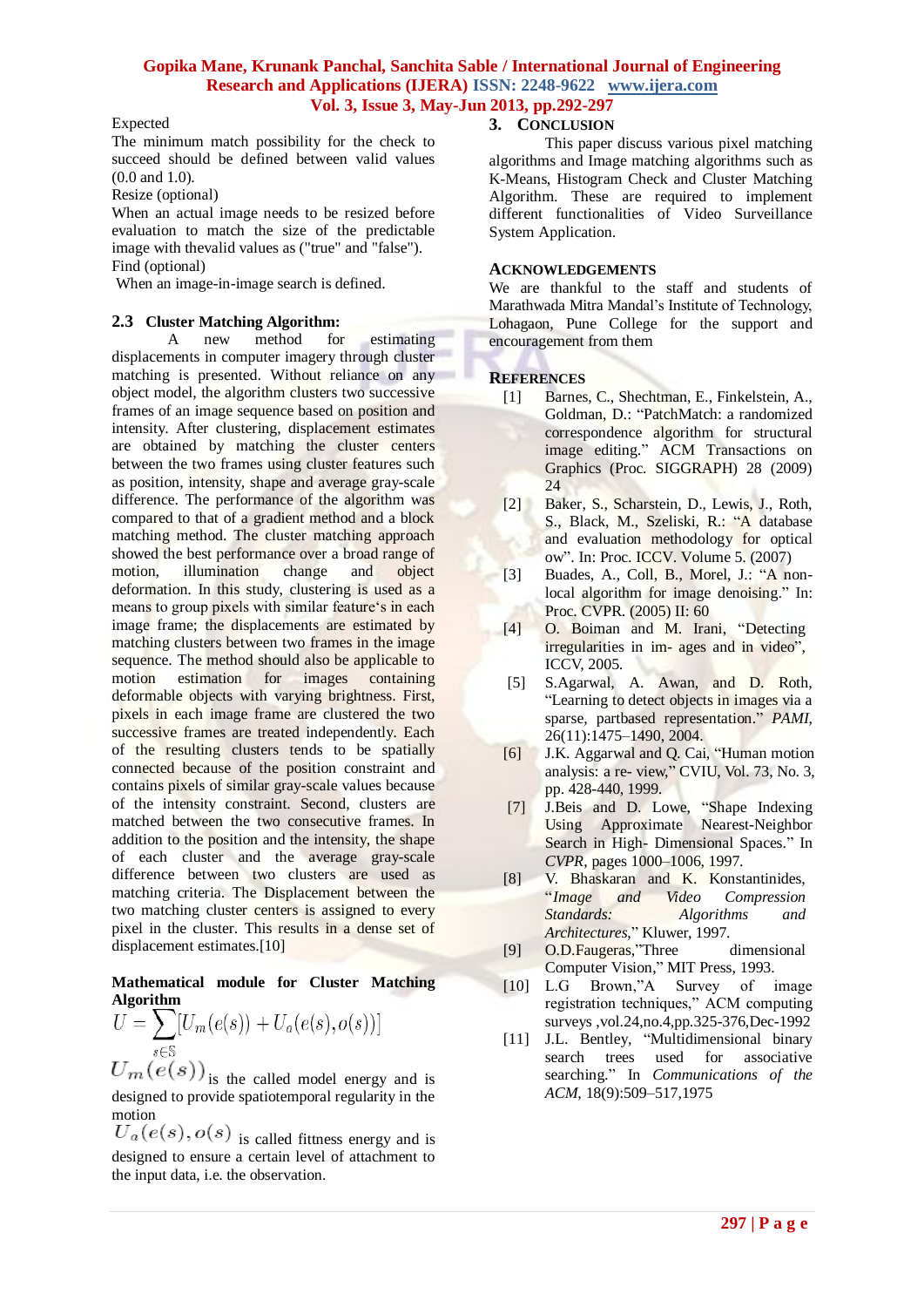Expected

The minimum match possibility for the check to succeed should be defined between valid values (0.0 and 1.0).

Resize (optional)

When an actual image needs to be resized before evaluation to match the size of the predictable image with thevalid values as ("true" and "false").

Find (optional)

When an image-in-image search is defined.

### 2.3 Cluster Matching Algorithm:

A new method for estimating displacements in computer imagery through cluster matching is presented. Without reliance on any object model, the algorithm clusters two successive frames of an image sequence based on position and intensity. After clustering, displacement estimates are obtained by matching the cluster centers between the two frames using cluster features such as position, intensity, shape and average gray-scale difference. The performance of the algorithm was compared to that of a gradient method and a block matching method. The cluster matching approach showed the best performance over a broad range of motion, illumination change and object deformation. In this study, clustering is used as a means to group pixels with similar feature's in each image frame; the displacements are estimated by matching clusters between two frames in the image sequence. The method should also be applicable to motion estimation for images containing deformable objects with varying brightness. First, pixels in each image frame are clustered the two successive frames are treated independently. Each of the resulting clusters tends to be spatially connected because of the position constraint and contains pixels of similar gray-scale values because of the intensity constraint. Second, clusters are matched between the two consecutive frames. In addition to the position and the intensity, the shape of each cluster and the average gray-scale difference between two clusters are used as matching criteria. The Displacement between the two matching cluster centers is assigned to every pixel in the cluster. This results in a dense set of displacement estimates.[10]

**Mathematical module for Cluster Matching Algorithm**

$$U = \sum_{s \in S} [U_m(e(s)) + U_a(e(s), o(s))]$$

$U_m(e(s))$ is the called model energy and is designed to provide spatiotemporal regularity in the motion

$U_a(e(s), o(s)$ is called fittness energy and is designed to ensure a certain level of attachment to the input data, i.e. the observation.

## 3. Conclusion

This paper discuss various pixel matching algorithms and Image matching algorithms such as K-Means, Histogram Check and Cluster Matching Algorithm. These are required to implement different functionalities of Video Surveillance System Application.

## Acknowledgements

We are thankful to the staff and students of Marathwada Mitra Mandal's Institute of Technology, Lohagaon, Pune College for the support and encouragement from them

## References

[1] Barnes, C., Shechtman, E., Finkelstein, A., Goldman, D.: "PatchMatch: a randomized correspondence algorithm for structural image editing." ACM Transactions on Graphics (Proc. SIGGRAPH) 28 (2009) 24

[2] Baker, S., Scharstein, D., Lewis, J., Roth, S., Black, M., Szeliski, R.: "A database and evaluation methodology for optical ow". In: Proc. ICCV. Volume 5. (2007)

[3] Buades, A., Coll, B., Morel, J.: "A non-local algorithm for image denoising." In: Proc. CVPR. (2005) II: 60

[4] O. Boiman and M. Irani, "Detecting irregularities in im- ages and in video", ICCV, 2005.

[5] S.Agarwal, A. Awan, and D. Roth, "Learning to detect objects in images via a sparse, partbased representation." *PAMI*, 26(11):1475–1490, 2004.

[6] J.K. Aggarwal and Q. Cai, "Human motion analysis: a re- view," CVIU, Vol. 73, No. 3, pp. 428-440, 1999.

[7] J.Beis and D. Lowe, "Shape Indexing Using Approximate Nearest-Neighbor Search in High- Dimensional Spaces." In *CVPR*, pages 1000–1006, 1997.

[8] V. Bhaskaran and K. Konstantinides, "*Image and Video Compression Standards: Algorithms and Architectures*," Kluwer, 1997.

[9] O.D.Faugeras,"Three dimensional Computer Vision," MIT Press, 1993.

[10] L.G Brown,"A Survey of image registration techniques," ACM computing surveys ,vol.24,no.4,pp.325-376,Dec-1992

[11] J.L. Bentley, "Multidimensional binary search trees used for associative searching." In *Communications of the ACM*, 18(9):509–517,1975